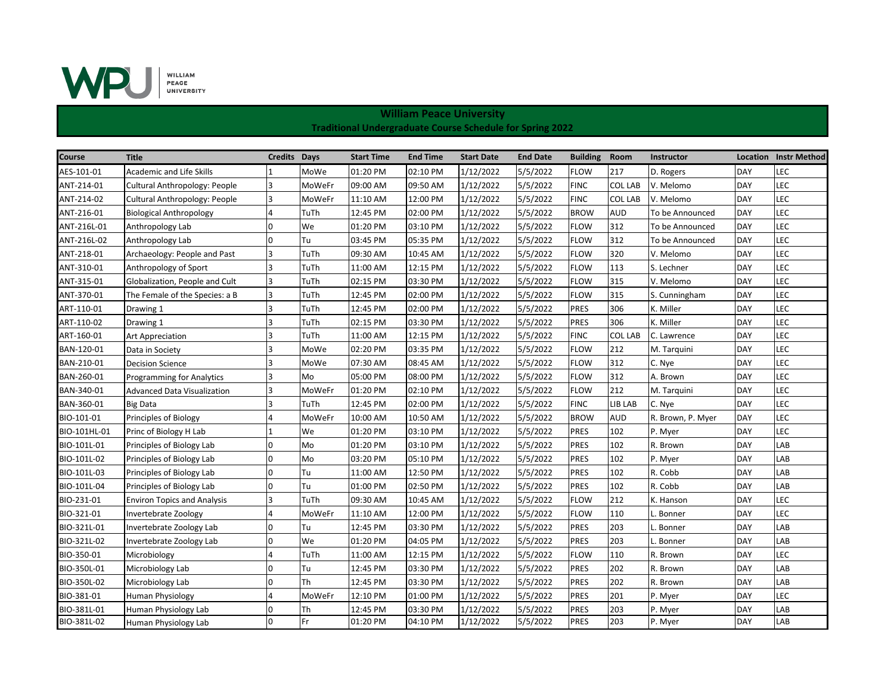# William Peace University

## Traditional Undergraduate Course Schedule for Spring 2022

| Course | Title | Credits | Days | Start Time | End Time | Start Date | End Date | Building | Room | Instructor | Location | Instr Method |
|---|---|---|---|---|---|---|---|---|---|---|---|---|
| AES-101-01 | Academic and Life Skills | 1 | MoWe | 01:20 PM | 02:10 PM | 1/12/2022 | 5/5/2022 | FLOW | 217 | D. Rogers | DAY | LEC |
| ANT-214-01 | Cultural Anthropology: People | 3 | MoWeFr | 09:00 AM | 09:50 AM | 1/12/2022 | 5/5/2022 | FINC | COL LAB | V. Melomo | DAY | LEC |
| ANT-214-02 | Cultural Anthropology: People | 3 | MoWeFr | 11:10 AM | 12:00 PM | 1/12/2022 | 5/5/2022 | FINC | COL LAB | V. Melomo | DAY | LEC |
| ANT-216-01 | Biological Anthropology | 4 | TuTh | 12:45 PM | 02:00 PM | 1/12/2022 | 5/5/2022 | BROW | AUD | To be Announced | DAY | LEC |
| ANT-216L-01 | Anthropology Lab | 0 | We | 01:20 PM | 03:10 PM | 1/12/2022 | 5/5/2022 | FLOW | 312 | To be Announced | DAY | LEC |
| ANT-216L-02 | Anthropology Lab | 0 | Tu | 03:45 PM | 05:35 PM | 1/12/2022 | 5/5/2022 | FLOW | 312 | To be Announced | DAY | LEC |
| ANT-218-01 | Archaeology: People and Past | 3 | TuTh | 09:30 AM | 10:45 AM | 1/12/2022 | 5/5/2022 | FLOW | 320 | V. Melomo | DAY | LEC |
| ANT-310-01 | Anthropology of Sport | 3 | TuTh | 11:00 AM | 12:15 PM | 1/12/2022 | 5/5/2022 | FLOW | 113 | S. Lechner | DAY | LEC |
| ANT-315-01 | Globalization, People and Cult | 3 | TuTh | 02:15 PM | 03:30 PM | 1/12/2022 | 5/5/2022 | FLOW | 315 | V. Melomo | DAY | LEC |
| ANT-370-01 | The Female of the Species: a B | 3 | TuTh | 12:45 PM | 02:00 PM | 1/12/2022 | 5/5/2022 | FLOW | 315 | S. Cunningham | DAY | LEC |
| ART-110-01 | Drawing 1 | 3 | TuTh | 12:45 PM | 02:00 PM | 1/12/2022 | 5/5/2022 | PRES | 306 | K. Miller | DAY | LEC |
| ART-110-02 | Drawing 1 | 3 | TuTh | 02:15 PM | 03:30 PM | 1/12/2022 | 5/5/2022 | PRES | 306 | K. Miller | DAY | LEC |
| ART-160-01 | Art Appreciation | 3 | TuTh | 11:00 AM | 12:15 PM | 1/12/2022 | 5/5/2022 | FINC | COL LAB | C. Lawrence | DAY | LEC |
| BAN-120-01 | Data in Society | 3 | MoWe | 02:20 PM | 03:35 PM | 1/12/2022 | 5/5/2022 | FLOW | 212 | M. Tarquini | DAY | LEC |
| BAN-210-01 | Decision Science | 3 | MoWe | 07:30 AM | 08:45 AM | 1/12/2022 | 5/5/2022 | FLOW | 312 | C. Nye | DAY | LEC |
| BAN-260-01 | Programming for Analytics | 3 | Mo | 05:00 PM | 08:00 PM | 1/12/2022 | 5/5/2022 | FLOW | 312 | A. Brown | DAY | LEC |
| BAN-340-01 | Advanced Data Visualization | 3 | MoWeFr | 01:20 PM | 02:10 PM | 1/12/2022 | 5/5/2022 | FLOW | 212 | M. Tarquini | DAY | LEC |
| BAN-360-01 | Big Data | 3 | TuTh | 12:45 PM | 02:00 PM | 1/12/2022 | 5/5/2022 | FINC | LIB LAB | C. Nye | DAY | LEC |
| BIO-101-01 | Principles of Biology | 4 | MoWeFr | 10:00 AM | 10:50 AM | 1/12/2022 | 5/5/2022 | BROW | AUD | R. Brown, P. Myer | DAY | LEC |
| BIO-101HL-01 | Princ of Biology H Lab | 1 | We | 01:20 PM | 03:10 PM | 1/12/2022 | 5/5/2022 | PRES | 102 | P. Myer | DAY | LEC |
| BIO-101L-01 | Principles of Biology Lab | 0 | Mo | 01:20 PM | 03:10 PM | 1/12/2022 | 5/5/2022 | PRES | 102 | R. Brown | DAY | LAB |
| BIO-101L-02 | Principles of Biology Lab | 0 | Mo | 03:20 PM | 05:10 PM | 1/12/2022 | 5/5/2022 | PRES | 102 | P. Myer | DAY | LAB |
| BIO-101L-03 | Principles of Biology Lab | 0 | Tu | 11:00 AM | 12:50 PM | 1/12/2022 | 5/5/2022 | PRES | 102 | R. Cobb | DAY | LAB |
| BIO-101L-04 | Principles of Biology Lab | 0 | Tu | 01:00 PM | 02:50 PM | 1/12/2022 | 5/5/2022 | PRES | 102 | R. Cobb | DAY | LAB |
| BIO-231-01 | Environ Topics and Analysis | 3 | TuTh | 09:30 AM | 10:45 AM | 1/12/2022 | 5/5/2022 | FLOW | 212 | K. Hanson | DAY | LEC |
| BIO-321-01 | Invertebrate Zoology | 4 | MoWeFr | 11:10 AM | 12:00 PM | 1/12/2022 | 5/5/2022 | FLOW | 110 | L. Bonner | DAY | LEC |
| BIO-321L-01 | Invertebrate Zoology Lab | 0 | Tu | 12:45 PM | 03:30 PM | 1/12/2022 | 5/5/2022 | PRES | 203 | L. Bonner | DAY | LAB |
| BIO-321L-02 | Invertebrate Zoology Lab | 0 | We | 01:20 PM | 04:05 PM | 1/12/2022 | 5/5/2022 | PRES | 203 | L. Bonner | DAY | LAB |
| BIO-350-01 | Microbiology | 4 | TuTh | 11:00 AM | 12:15 PM | 1/12/2022 | 5/5/2022 | FLOW | 110 | R. Brown | DAY | LEC |
| BIO-350L-01 | Microbiology Lab | 0 | Tu | 12:45 PM | 03:30 PM | 1/12/2022 | 5/5/2022 | PRES | 202 | R. Brown | DAY | LAB |
| BIO-350L-02 | Microbiology Lab | 0 | Th | 12:45 PM | 03:30 PM | 1/12/2022 | 5/5/2022 | PRES | 202 | R. Brown | DAY | LAB |
| BIO-381-01 | Human Physiology | 4 | MoWeFr | 12:10 PM | 01:00 PM | 1/12/2022 | 5/5/2022 | PRES | 201 | P. Myer | DAY | LEC |
| BIO-381L-01 | Human Physiology Lab | 0 | Th | 12:45 PM | 03:30 PM | 1/12/2022 | 5/5/2022 | PRES | 203 | P. Myer | DAY | LAB |
| BIO-381L-02 | Human Physiology Lab | 0 | Fr | 01:20 PM | 04:10 PM | 1/12/2022 | 5/5/2022 | PRES | 203 | P. Myer | DAY | LAB |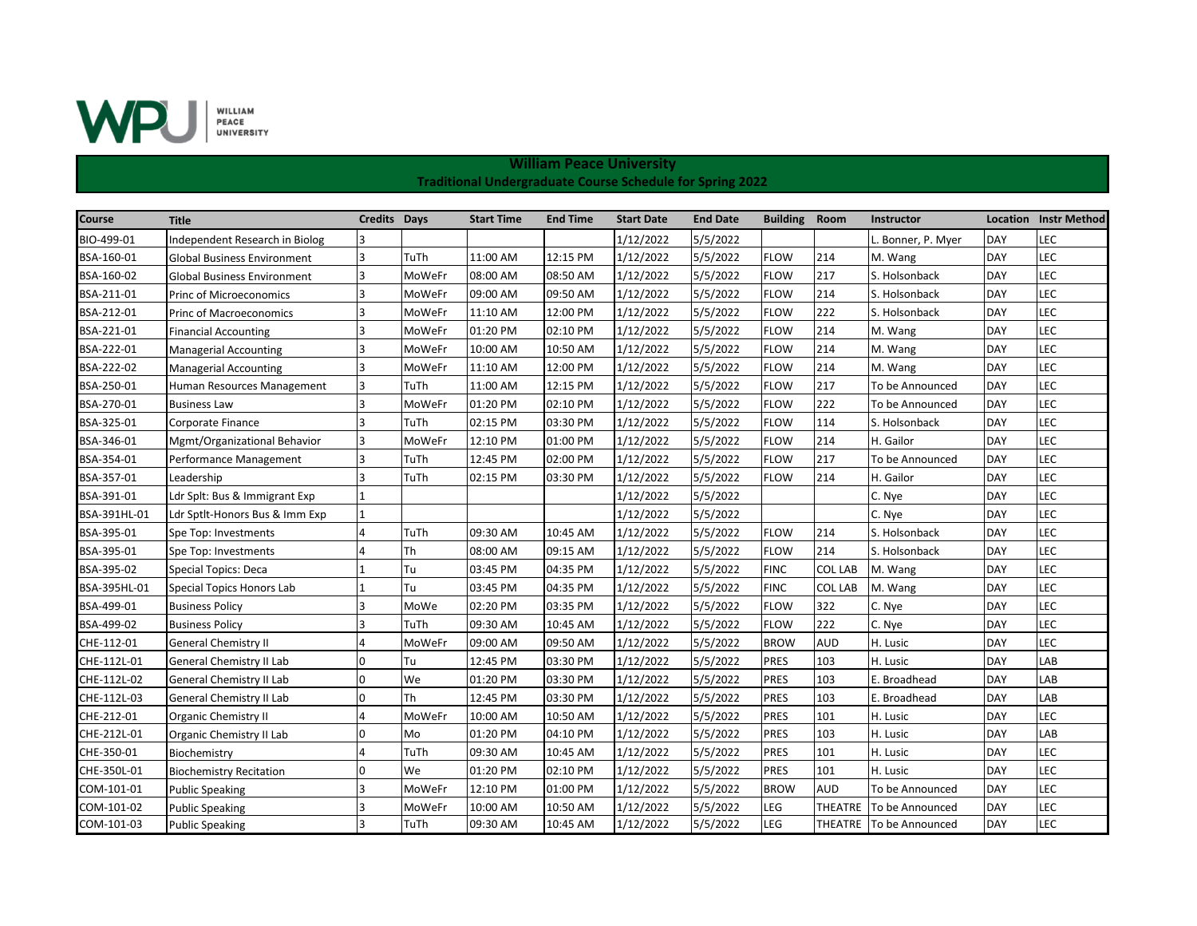# William Peace University

## Traditional Undergraduate Course Schedule for Spring 2022

| Course | Title | Credits | Days | Start Time | End Time | Start Date | End Date | Building | Room | Instructor | Location | Instr Method |
|---|---|---|---|---|---|---|---|---|---|---|---|---|
| BIO-499-01 | Independent Research in Biolog | 3 | | | | 1/12/2022 | 5/5/2022 | | | L. Bonner, P. Myer | DAY | LEC |
| BSA-160-01 | Global Business Environment | 3 | TuTh | 11:00 AM | 12:15 PM | 1/12/2022 | 5/5/2022 | FLOW | 214 | M. Wang | DAY | LEC |
| BSA-160-02 | Global Business Environment | 3 | MoWeFr | 08:00 AM | 08:50 AM | 1/12/2022 | 5/5/2022 | FLOW | 217 | S. Holsonback | DAY | LEC |
| BSA-211-01 | Princ of Microeconomics | 3 | MoWeFr | 09:00 AM | 09:50 AM | 1/12/2022 | 5/5/2022 | FLOW | 214 | S. Holsonback | DAY | LEC |
| BSA-212-01 | Princ of Macroeconomics | 3 | MoWeFr | 11:10 AM | 12:00 PM | 1/12/2022 | 5/5/2022 | FLOW | 222 | S. Holsonback | DAY | LEC |
| BSA-221-01 | Financial Accounting | 3 | MoWeFr | 01:20 PM | 02:10 PM | 1/12/2022 | 5/5/2022 | FLOW | 214 | M. Wang | DAY | LEC |
| BSA-222-01 | Managerial Accounting | 3 | MoWeFr | 10:00 AM | 10:50 AM | 1/12/2022 | 5/5/2022 | FLOW | 214 | M. Wang | DAY | LEC |
| BSA-222-02 | Managerial Accounting | 3 | MoWeFr | 11:10 AM | 12:00 PM | 1/12/2022 | 5/5/2022 | FLOW | 214 | M. Wang | DAY | LEC |
| BSA-250-01 | Human Resources Management | 3 | TuTh | 11:00 AM | 12:15 PM | 1/12/2022 | 5/5/2022 | FLOW | 217 | To be Announced | DAY | LEC |
| BSA-270-01 | Business Law | 3 | MoWeFr | 01:20 PM | 02:10 PM | 1/12/2022 | 5/5/2022 | FLOW | 222 | To be Announced | DAY | LEC |
| BSA-325-01 | Corporate Finance | 3 | TuTh | 02:15 PM | 03:30 PM | 1/12/2022 | 5/5/2022 | FLOW | 114 | S. Holsonback | DAY | LEC |
| BSA-346-01 | Mgmt/Organizational Behavior | 3 | MoWeFr | 12:10 PM | 01:00 PM | 1/12/2022 | 5/5/2022 | FLOW | 214 | H. Gailor | DAY | LEC |
| BSA-354-01 | Performance Management | 3 | TuTh | 12:45 PM | 02:00 PM | 1/12/2022 | 5/5/2022 | FLOW | 217 | To be Announced | DAY | LEC |
| BSA-357-01 | Leadership | 3 | TuTh | 02:15 PM | 03:30 PM | 1/12/2022 | 5/5/2022 | FLOW | 214 | H. Gailor | DAY | LEC |
| BSA-391-01 | Ldr Splt: Bus & Immigrant Exp | 1 | | | | 1/12/2022 | 5/5/2022 | | | C. Nye | DAY | LEC |
| BSA-391HL-01 | Ldr Sptlt-Honors Bus & Imm Exp | 1 | | | | 1/12/2022 | 5/5/2022 | | | C. Nye | DAY | LEC |
| BSA-395-01 | Spe Top: Investments | 4 | TuTh | 09:30 AM | 10:45 AM | 1/12/2022 | 5/5/2022 | FLOW | 214 | S. Holsonback | DAY | LEC |
| BSA-395-01 | Spe Top: Investments | 4 | Th | 08:00 AM | 09:15 AM | 1/12/2022 | 5/5/2022 | FLOW | 214 | S. Holsonback | DAY | LEC |
| BSA-395-02 | Special Topics: Deca | 1 | Tu | 03:45 PM | 04:35 PM | 1/12/2022 | 5/5/2022 | FINC | COL LAB | M. Wang | DAY | LEC |
| BSA-395HL-01 | Special Topics Honors Lab | 1 | Tu | 03:45 PM | 04:35 PM | 1/12/2022 | 5/5/2022 | FINC | COL LAB | M. Wang | DAY | LEC |
| BSA-499-01 | Business Policy | 3 | MoWe | 02:20 PM | 03:35 PM | 1/12/2022 | 5/5/2022 | FLOW | 322 | C. Nye | DAY | LEC |
| BSA-499-02 | Business Policy | 3 | TuTh | 09:30 AM | 10:45 AM | 1/12/2022 | 5/5/2022 | FLOW | 222 | C. Nye | DAY | LEC |
| CHE-112-01 | General Chemistry II | 4 | MoWeFr | 09:00 AM | 09:50 AM | 1/12/2022 | 5/5/2022 | BROW | AUD | H. Lusic | DAY | LEC |
| CHE-112L-01 | General Chemistry II Lab | 0 | Tu | 12:45 PM | 03:30 PM | 1/12/2022 | 5/5/2022 | PRES | 103 | H. Lusic | DAY | LAB |
| CHE-112L-02 | General Chemistry II Lab | 0 | We | 01:20 PM | 03:30 PM | 1/12/2022 | 5/5/2022 | PRES | 103 | E. Broadhead | DAY | LAB |
| CHE-112L-03 | General Chemistry II Lab | 0 | Th | 12:45 PM | 03:30 PM | 1/12/2022 | 5/5/2022 | PRES | 103 | E. Broadhead | DAY | LAB |
| CHE-212-01 | Organic Chemistry II | 4 | MoWeFr | 10:00 AM | 10:50 AM | 1/12/2022 | 5/5/2022 | PRES | 101 | H. Lusic | DAY | LEC |
| CHE-212L-01 | Organic Chemistry II Lab | 0 | Mo | 01:20 PM | 04:10 PM | 1/12/2022 | 5/5/2022 | PRES | 103 | H. Lusic | DAY | LAB |
| CHE-350-01 | Biochemistry | 4 | TuTh | 09:30 AM | 10:45 AM | 1/12/2022 | 5/5/2022 | PRES | 101 | H. Lusic | DAY | LEC |
| CHE-350L-01 | Biochemistry Recitation | 0 | We | 01:20 PM | 02:10 PM | 1/12/2022 | 5/5/2022 | PRES | 101 | H. Lusic | DAY | LEC |
| COM-101-01 | Public Speaking | 3 | MoWeFr | 12:10 PM | 01:00 PM | 1/12/2022 | 5/5/2022 | BROW | AUD | To be Announced | DAY | LEC |
| COM-101-02 | Public Speaking | 3 | MoWeFr | 10:00 AM | 10:50 AM | 1/12/2022 | 5/5/2022 | LEG | THEATRE | To be Announced | DAY | LEC |
| COM-101-03 | Public Speaking | 3 | TuTh | 09:30 AM | 10:45 AM | 1/12/2022 | 5/5/2022 | LEG | THEATRE | To be Announced | DAY | LEC |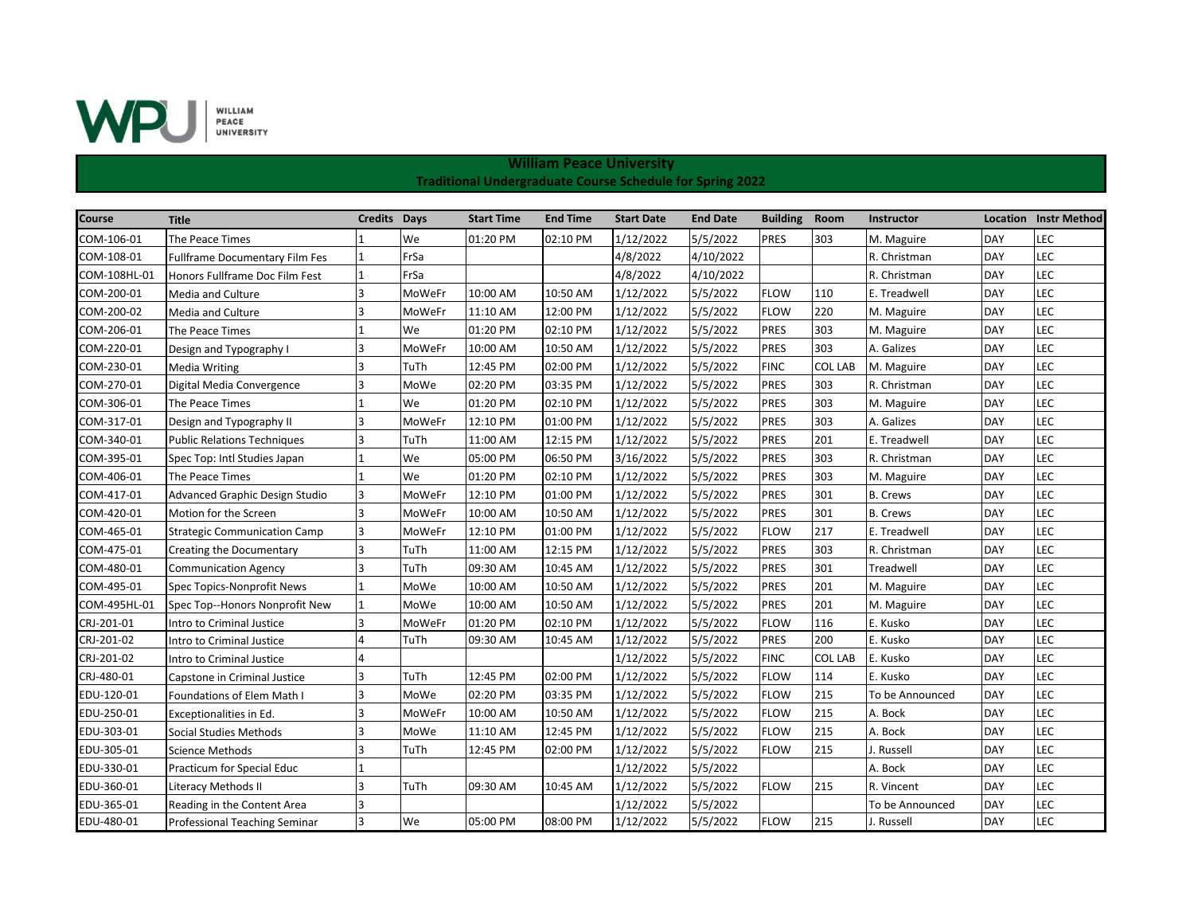# William Peace University

## Traditional Undergraduate Course Schedule for Spring 2022

| Course | Title | Credits | Days | Start Time | End Time | Start Date | End Date | Building | Room | Instructor | Location | Instr Method |
|---|---|---|---|---|---|---|---|---|---|---|---|---|
| COM-106-01 | The Peace Times | 1 | We | 01:20 PM | 02:10 PM | 1/12/2022 | 5/5/2022 | PRES | 303 | M. Maguire | DAY | LEC |
| COM-108-01 | Fullframe Documentary Film Fes | 1 | FrSa | | | 4/8/2022 | 4/10/2022 | | | R. Christman | DAY | LEC |
| COM-108HL-01 | Honors Fullframe Doc Film Fest | 1 | FrSa | | | 4/8/2022 | 4/10/2022 | | | R. Christman | DAY | LEC |
| COM-200-01 | Media and Culture | 3 | MoWeFr | 10:00 AM | 10:50 AM | 1/12/2022 | 5/5/2022 | FLOW | 110 | E. Treadwell | DAY | LEC |
| COM-200-02 | Media and Culture | 3 | MoWeFr | 11:10 AM | 12:00 PM | 1/12/2022 | 5/5/2022 | FLOW | 220 | M. Maguire | DAY | LEC |
| COM-206-01 | The Peace Times | 1 | We | 01:20 PM | 02:10 PM | 1/12/2022 | 5/5/2022 | PRES | 303 | M. Maguire | DAY | LEC |
| COM-220-01 | Design and Typography I | 3 | MoWeFr | 10:00 AM | 10:50 AM | 1/12/2022 | 5/5/2022 | PRES | 303 | A. Galizes | DAY | LEC |
| COM-230-01 | Media Writing | 3 | TuTh | 12:45 PM | 02:00 PM | 1/12/2022 | 5/5/2022 | FINC | COL LAB | M. Maguire | DAY | LEC |
| COM-270-01 | Digital Media Convergence | 3 | MoWe | 02:20 PM | 03:35 PM | 1/12/2022 | 5/5/2022 | PRES | 303 | R. Christman | DAY | LEC |
| COM-306-01 | The Peace Times | 1 | We | 01:20 PM | 02:10 PM | 1/12/2022 | 5/5/2022 | PRES | 303 | M. Maguire | DAY | LEC |
| COM-317-01 | Design and Typography II | 3 | MoWeFr | 12:10 PM | 01:00 PM | 1/12/2022 | 5/5/2022 | PRES | 303 | A. Galizes | DAY | LEC |
| COM-340-01 | Public Relations Techniques | 3 | TuTh | 11:00 AM | 12:15 PM | 1/12/2022 | 5/5/2022 | PRES | 201 | E. Treadwell | DAY | LEC |
| COM-395-01 | Spec Top: Intl Studies Japan | 1 | We | 05:00 PM | 06:50 PM | 3/16/2022 | 5/5/2022 | PRES | 303 | R. Christman | DAY | LEC |
| COM-406-01 | The Peace Times | 1 | We | 01:20 PM | 02:10 PM | 1/12/2022 | 5/5/2022 | PRES | 303 | M. Maguire | DAY | LEC |
| COM-417-01 | Advanced Graphic Design Studio | 3 | MoWeFr | 12:10 PM | 01:00 PM | 1/12/2022 | 5/5/2022 | PRES | 301 | B. Crews | DAY | LEC |
| COM-420-01 | Motion for the Screen | 3 | MoWeFr | 10:00 AM | 10:50 AM | 1/12/2022 | 5/5/2022 | PRES | 301 | B. Crews | DAY | LEC |
| COM-465-01 | Strategic Communication Camp | 3 | MoWeFr | 12:10 PM | 01:00 PM | 1/12/2022 | 5/5/2022 | FLOW | 217 | E. Treadwell | DAY | LEC |
| COM-475-01 | Creating the Documentary | 3 | TuTh | 11:00 AM | 12:15 PM | 1/12/2022 | 5/5/2022 | PRES | 303 | R. Christman | DAY | LEC |
| COM-480-01 | Communication Agency | 3 | TuTh | 09:30 AM | 10:45 AM | 1/12/2022 | 5/5/2022 | PRES | 301 | Treadwell | DAY | LEC |
| COM-495-01 | Spec Topics-Nonprofit News | 1 | MoWe | 10:00 AM | 10:50 AM | 1/12/2022 | 5/5/2022 | PRES | 201 | M. Maguire | DAY | LEC |
| COM-495HL-01 | Spec Top--Honors Nonprofit New | 1 | MoWe | 10:00 AM | 10:50 AM | 1/12/2022 | 5/5/2022 | PRES | 201 | M. Maguire | DAY | LEC |
| CRJ-201-01 | Intro to Criminal Justice | 3 | MoWeFr | 01:20 PM | 02:10 PM | 1/12/2022 | 5/5/2022 | FLOW | 116 | E. Kusko | DAY | LEC |
| CRJ-201-02 | Intro to Criminal Justice | 4 | TuTh | 09:30 AM | 10:45 AM | 1/12/2022 | 5/5/2022 | PRES | 200 | E. Kusko | DAY | LEC |
| CRJ-201-02 | Intro to Criminal Justice | 4 | | | | 1/12/2022 | 5/5/2022 | FINC | COL LAB | E. Kusko | DAY | LEC |
| CRJ-480-01 | Capstone in Criminal Justice | 3 | TuTh | 12:45 PM | 02:00 PM | 1/12/2022 | 5/5/2022 | FLOW | 114 | E. Kusko | DAY | LEC |
| EDU-120-01 | Foundations of Elem Math I | 3 | MoWe | 02:20 PM | 03:35 PM | 1/12/2022 | 5/5/2022 | FLOW | 215 | To be Announced | DAY | LEC |
| EDU-250-01 | Exceptionalities in Ed. | 3 | MoWeFr | 10:00 AM | 10:50 AM | 1/12/2022 | 5/5/2022 | FLOW | 215 | A. Bock | DAY | LEC |
| EDU-303-01 | Social Studies Methods | 3 | MoWe | 11:10 AM | 12:45 PM | 1/12/2022 | 5/5/2022 | FLOW | 215 | A. Bock | DAY | LEC |
| EDU-305-01 | Science Methods | 3 | TuTh | 12:45 PM | 02:00 PM | 1/12/2022 | 5/5/2022 | FLOW | 215 | J. Russell | DAY | LEC |
| EDU-330-01 | Practicum for Special Educ | 1 | | | | 1/12/2022 | 5/5/2022 | | | A. Bock | DAY | LEC |
| EDU-360-01 | Literacy Methods II | 3 | TuTh | 09:30 AM | 10:45 AM | 1/12/2022 | 5/5/2022 | FLOW | 215 | R. Vincent | DAY | LEC |
| EDU-365-01 | Reading in the Content Area | 3 | | | | 1/12/2022 | 5/5/2022 | | | To be Announced | DAY | LEC |
| EDU-480-01 | Professional Teaching Seminar | 3 | We | 05:00 PM | 08:00 PM | 1/12/2022 | 5/5/2022 | FLOW | 215 | J. Russell | DAY | LEC |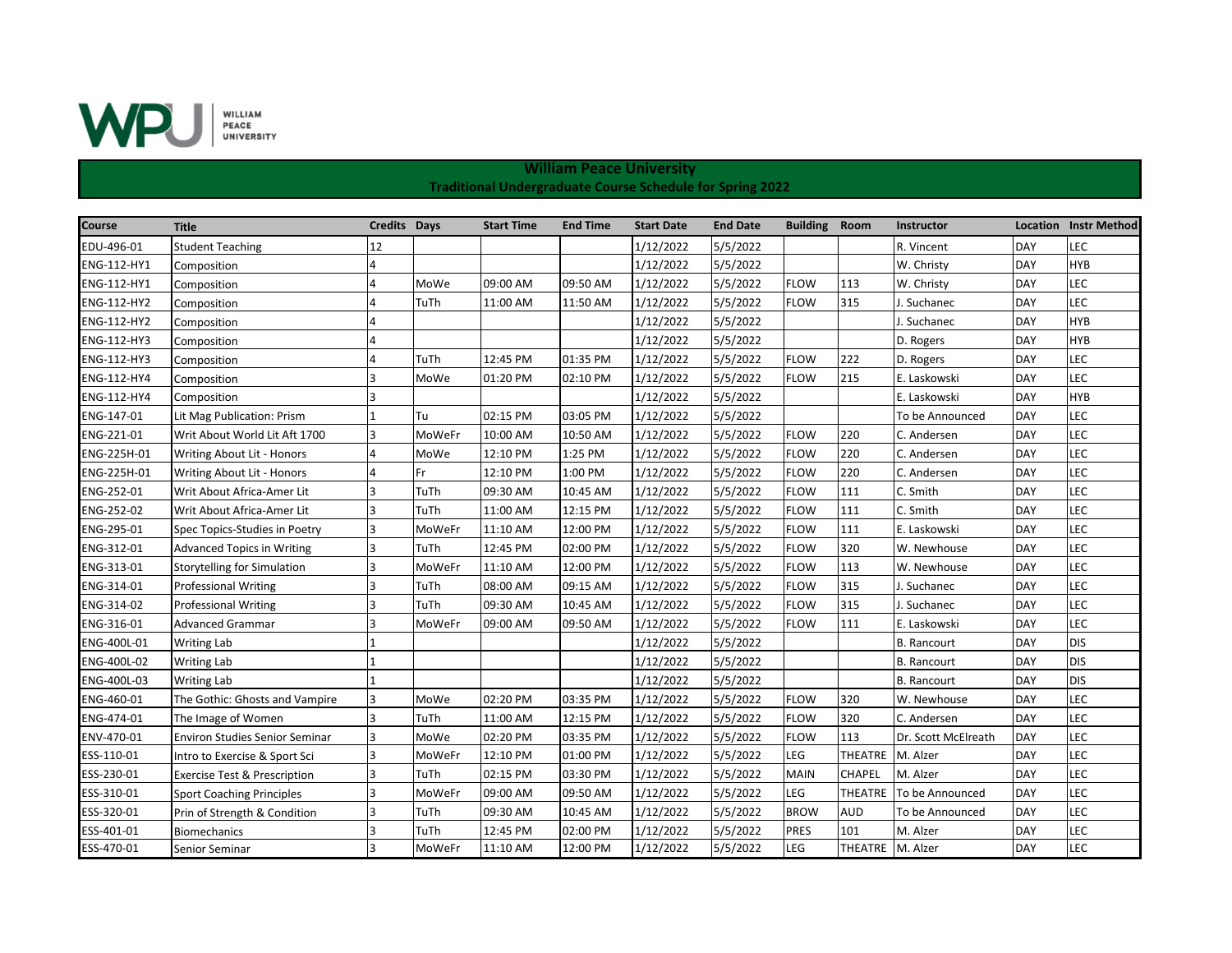# William Peace University

## Traditional Undergraduate Course Schedule for Spring 2022

| Course | Title | Credits | Days | Start Time | End Time | Start Date | End Date | Building | Room | Instructor | Location | Instr Method |
|---|---|---|---|---|---|---|---|---|---|---|---|---|
| EDU-496-01 | Student Teaching | 12 | | | | 1/12/2022 | 5/5/2022 | | | R. Vincent | DAY | LEC |
| ENG-112-HY1 | Composition | 4 | | | | 1/12/2022 | 5/5/2022 | | | W. Christy | DAY | HYB |
| ENG-112-HY1 | Composition | 4 | MoWe | 09:00 AM | 09:50 AM | 1/12/2022 | 5/5/2022 | FLOW | 113 | W. Christy | DAY | LEC |
| ENG-112-HY2 | Composition | 4 | TuTh | 11:00 AM | 11:50 AM | 1/12/2022 | 5/5/2022 | FLOW | 315 | J. Suchanec | DAY | LEC |
| ENG-112-HY2 | Composition | 4 | | | | 1/12/2022 | 5/5/2022 | | | J. Suchanec | DAY | HYB |
| ENG-112-HY3 | Composition | 4 | | | | 1/12/2022 | 5/5/2022 | | | D. Rogers | DAY | HYB |
| ENG-112-HY3 | Composition | 4 | TuTh | 12:45 PM | 01:35 PM | 1/12/2022 | 5/5/2022 | FLOW | 222 | D. Rogers | DAY | LEC |
| ENG-112-HY4 | Composition | 3 | MoWe | 01:20 PM | 02:10 PM | 1/12/2022 | 5/5/2022 | FLOW | 215 | E. Laskowski | DAY | LEC |
| ENG-112-HY4 | Composition | 3 | | | | 1/12/2022 | 5/5/2022 | | | E. Laskowski | DAY | HYB |
| ENG-147-01 | Lit Mag Publication: Prism | 1 | Tu | 02:15 PM | 03:05 PM | 1/12/2022 | 5/5/2022 | | | To be Announced | DAY | LEC |
| ENG-221-01 | Writ About World Lit Aft 1700 | 3 | MoWeFr | 10:00 AM | 10:50 AM | 1/12/2022 | 5/5/2022 | FLOW | 220 | C. Andersen | DAY | LEC |
| ENG-225H-01 | Writing About Lit - Honors | 4 | MoWe | 12:10 PM | 1:25 PM | 1/12/2022 | 5/5/2022 | FLOW | 220 | C. Andersen | DAY | LEC |
| ENG-225H-01 | Writing About Lit - Honors | 4 | Fr | 12:10 PM | 1:00 PM | 1/12/2022 | 5/5/2022 | FLOW | 220 | C. Andersen | DAY | LEC |
| ENG-252-01 | Writ About Africa-Amer Lit | 3 | TuTh | 09:30 AM | 10:45 AM | 1/12/2022 | 5/5/2022 | FLOW | 111 | C. Smith | DAY | LEC |
| ENG-252-02 | Writ About Africa-Amer Lit | 3 | TuTh | 11:00 AM | 12:15 PM | 1/12/2022 | 5/5/2022 | FLOW | 111 | C. Smith | DAY | LEC |
| ENG-295-01 | Spec Topics-Studies in Poetry | 3 | MoWeFr | 11:10 AM | 12:00 PM | 1/12/2022 | 5/5/2022 | FLOW | 111 | E. Laskowski | DAY | LEC |
| ENG-312-01 | Advanced Topics in Writing | 3 | TuTh | 12:45 PM | 02:00 PM | 1/12/2022 | 5/5/2022 | FLOW | 320 | W. Newhouse | DAY | LEC |
| ENG-313-01 | Storytelling for Simulation | 3 | MoWeFr | 11:10 AM | 12:00 PM | 1/12/2022 | 5/5/2022 | FLOW | 113 | W. Newhouse | DAY | LEC |
| ENG-314-01 | Professional Writing | 3 | TuTh | 08:00 AM | 09:15 AM | 1/12/2022 | 5/5/2022 | FLOW | 315 | J. Suchanec | DAY | LEC |
| ENG-314-02 | Professional Writing | 3 | TuTh | 09:30 AM | 10:45 AM | 1/12/2022 | 5/5/2022 | FLOW | 315 | J. Suchanec | DAY | LEC |
| ENG-316-01 | Advanced Grammar | 3 | MoWeFr | 09:00 AM | 09:50 AM | 1/12/2022 | 5/5/2022 | FLOW | 111 | E. Laskowski | DAY | LEC |
| ENG-400L-01 | Writing Lab | 1 | | | | 1/12/2022 | 5/5/2022 | | | B. Rancourt | DAY | DIS |
| ENG-400L-02 | Writing Lab | 1 | | | | 1/12/2022 | 5/5/2022 | | | B. Rancourt | DAY | DIS |
| ENG-400L-03 | Writing Lab | 1 | | | | 1/12/2022 | 5/5/2022 | | | B. Rancourt | DAY | DIS |
| ENG-460-01 | The Gothic: Ghosts and Vampire | 3 | MoWe | 02:20 PM | 03:35 PM | 1/12/2022 | 5/5/2022 | FLOW | 320 | W. Newhouse | DAY | LEC |
| ENG-474-01 | The Image of Women | 3 | TuTh | 11:00 AM | 12:15 PM | 1/12/2022 | 5/5/2022 | FLOW | 320 | C. Andersen | DAY | LEC |
| ENV-470-01 | Environ Studies Senior Seminar | 3 | MoWe | 02:20 PM | 03:35 PM | 1/12/2022 | 5/5/2022 | FLOW | 113 | Dr. Scott McElreath | DAY | LEC |
| ESS-110-01 | Intro to Exercise & Sport Sci | 3 | MoWeFr | 12:10 PM | 01:00 PM | 1/12/2022 | 5/5/2022 | LEG | THEATRE | M. Alzer | DAY | LEC |
| ESS-230-01 | Exercise Test & Prescription | 3 | TuTh | 02:15 PM | 03:30 PM | 1/12/2022 | 5/5/2022 | MAIN | CHAPEL | M. Alzer | DAY | LEC |
| ESS-310-01 | Sport Coaching Principles | 3 | MoWeFr | 09:00 AM | 09:50 AM | 1/12/2022 | 5/5/2022 | LEG | THEATRE | To be Announced | DAY | LEC |
| ESS-320-01 | Prin of Strength & Condition | 3 | TuTh | 09:30 AM | 10:45 AM | 1/12/2022 | 5/5/2022 | BROW | AUD | To be Announced | DAY | LEC |
| ESS-401-01 | Biomechanics | 3 | TuTh | 12:45 PM | 02:00 PM | 1/12/2022 | 5/5/2022 | PRES | 101 | M. Alzer | DAY | LEC |
| ESS-470-01 | Senior Seminar | 3 | MoWeFr | 11:10 AM | 12:00 PM | 1/12/2022 | 5/5/2022 | LEG | THEATRE | M. Alzer | DAY | LEC |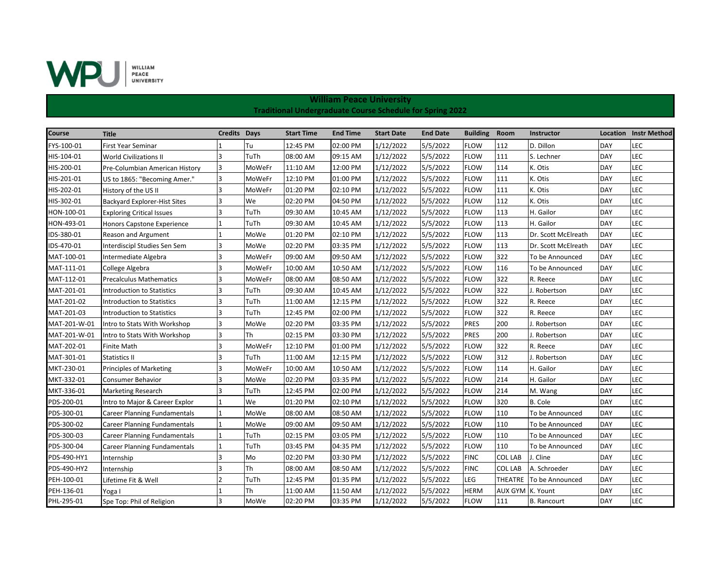## William Peace University
### Traditional Undergraduate Course Schedule for Spring 2022

| Course | Title | Credits | Days | Start Time | End Time | Start Date | End Date | Building | Room | Instructor | Location | Instr Method |
|---|---|---|---|---|---|---|---|---|---|---|---|---|
| FYS-100-01 | First Year Seminar | 1 | Tu | 12:45 PM | 02:00 PM | 1/12/2022 | 5/5/2022 | FLOW | 112 | D. Dillon | DAY | LEC |
| HIS-104-01 | World Civilizations II | 3 | TuTh | 08:00 AM | 09:15 AM | 1/12/2022 | 5/5/2022 | FLOW | 111 | S. Lechner | DAY | LEC |
| HIS-200-01 | Pre-Columbian American History | 3 | MoWeFr | 11:10 AM | 12:00 PM | 1/12/2022 | 5/5/2022 | FLOW | 114 | K. Otis | DAY | LEC |
| HIS-201-01 | US to 1865: "Becoming Amer." | 3 | MoWeFr | 12:10 PM | 01:00 PM | 1/12/2022 | 5/5/2022 | FLOW | 111 | K. Otis | DAY | LEC |
| HIS-202-01 | History of the US II | 3 | MoWeFr | 01:20 PM | 02:10 PM | 1/12/2022 | 5/5/2022 | FLOW | 111 | K. Otis | DAY | LEC |
| HIS-302-01 | Backyard Explorer-Hist Sites | 3 | We | 02:20 PM | 04:50 PM | 1/12/2022 | 5/5/2022 | FLOW | 112 | K. Otis | DAY | LEC |
| HON-100-01 | Exploring Critical Issues | 3 | TuTh | 09:30 AM | 10:45 AM | 1/12/2022 | 5/5/2022 | FLOW | 113 | H. Gailor | DAY | LEC |
| HON-493-01 | Honors Capstone Experience | 1 | TuTh | 09:30 AM | 10:45 AM | 1/12/2022 | 5/5/2022 | FLOW | 113 | H. Gailor | DAY | LEC |
| IDS-380-01 | Reason and Argument | 1 | MoWe | 01:20 PM | 02:10 PM | 1/12/2022 | 5/5/2022 | FLOW | 113 | Dr. Scott McElreath | DAY | LEC |
| IDS-470-01 | Interdiscipl Studies Sen Sem | 3 | MoWe | 02:20 PM | 03:35 PM | 1/12/2022 | 5/5/2022 | FLOW | 113 | Dr. Scott McElreath | DAY | LEC |
| MAT-100-01 | Intermediate Algebra | 3 | MoWeFr | 09:00 AM | 09:50 AM | 1/12/2022 | 5/5/2022 | FLOW | 322 | To be Announced | DAY | LEC |
| MAT-111-01 | College Algebra | 3 | MoWeFr | 10:00 AM | 10:50 AM | 1/12/2022 | 5/5/2022 | FLOW | 116 | To be Announced | DAY | LEC |
| MAT-112-01 | Precalculus Mathematics | 3 | MoWeFr | 08:00 AM | 08:50 AM | 1/12/2022 | 5/5/2022 | FLOW | 322 | R. Reece | DAY | LEC |
| MAT-201-01 | Introduction to Statistics | 3 | TuTh | 09:30 AM | 10:45 AM | 1/12/2022 | 5/5/2022 | FLOW | 322 | J. Robertson | DAY | LEC |
| MAT-201-02 | Introduction to Statistics | 3 | TuTh | 11:00 AM | 12:15 PM | 1/12/2022 | 5/5/2022 | FLOW | 322 | R. Reece | DAY | LEC |
| MAT-201-03 | Introduction to Statistics | 3 | TuTh | 12:45 PM | 02:00 PM | 1/12/2022 | 5/5/2022 | FLOW | 322 | R. Reece | DAY | LEC |
| MAT-201-W-01 | Intro to Stats With Workshop | 3 | MoWe | 02:20 PM | 03:35 PM | 1/12/2022 | 5/5/2022 | PRES | 200 | J. Robertson | DAY | LEC |
| MAT-201-W-01 | Intro to Stats With Workshop | 3 | Th | 02:15 PM | 03:30 PM | 1/12/2022 | 5/5/2022 | PRES | 200 | J. Robertson | DAY | LEC |
| MAT-202-01 | Finite Math | 3 | MoWeFr | 12:10 PM | 01:00 PM | 1/12/2022 | 5/5/2022 | FLOW | 322 | R. Reece | DAY | LEC |
| MAT-301-01 | Statistics II | 3 | TuTh | 11:00 AM | 12:15 PM | 1/12/2022 | 5/5/2022 | FLOW | 312 | J. Robertson | DAY | LEC |
| MKT-230-01 | Principles of Marketing | 3 | MoWeFr | 10:00 AM | 10:50 AM | 1/12/2022 | 5/5/2022 | FLOW | 114 | H. Gailor | DAY | LEC |
| MKT-332-01 | Consumer Behavior | 3 | MoWe | 02:20 PM | 03:35 PM | 1/12/2022 | 5/5/2022 | FLOW | 214 | H. Gailor | DAY | LEC |
| MKT-336-01 | Marketing Research | 3 | TuTh | 12:45 PM | 02:00 PM | 1/12/2022 | 5/5/2022 | FLOW | 214 | M. Wang | DAY | LEC |
| PDS-200-01 | Intro to Major & Career Explor | 1 | We | 01:20 PM | 02:10 PM | 1/12/2022 | 5/5/2022 | FLOW | 320 | B. Cole | DAY | LEC |
| PDS-300-01 | Career Planning Fundamentals | 1 | MoWe | 08:00 AM | 08:50 AM | 1/12/2022 | 5/5/2022 | FLOW | 110 | To be Announced | DAY | LEC |
| PDS-300-02 | Career Planning Fundamentals | 1 | MoWe | 09:00 AM | 09:50 AM | 1/12/2022 | 5/5/2022 | FLOW | 110 | To be Announced | DAY | LEC |
| PDS-300-03 | Career Planning Fundamentals | 1 | TuTh | 02:15 PM | 03:05 PM | 1/12/2022 | 5/5/2022 | FLOW | 110 | To be Announced | DAY | LEC |
| PDS-300-04 | Career Planning Fundamentals | 1 | TuTh | 03:45 PM | 04:35 PM | 1/12/2022 | 5/5/2022 | FLOW | 110 | To be Announced | DAY | LEC |
| PDS-490-HY1 | Internship | 3 | Mo | 02:20 PM | 03:30 PM | 1/12/2022 | 5/5/2022 | FINC | COL LAB | J. Cline | DAY | LEC |
| PDS-490-HY2 | Internship | 3 | Th | 08:00 AM | 08:50 AM | 1/12/2022 | 5/5/2022 | FINC | COL LAB | A. Schroeder | DAY | LEC |
| PEH-100-01 | Lifetime Fit & Well | 2 | TuTh | 12:45 PM | 01:35 PM | 1/12/2022 | 5/5/2022 | LEG | THEATRE | To be Announced | DAY | LEC |
| PEH-136-01 | Yoga I | 1 | Th | 11:00 AM | 11:50 AM | 1/12/2022 | 5/5/2022 | HERM | AUX GYM | K. Yount | DAY | LEC |
| PHL-295-01 | Spe Top: Phil of Religion | 3 | MoWe | 02:20 PM | 03:35 PM | 1/12/2022 | 5/5/2022 | FLOW | 111 | B. Rancourt | DAY | LEC |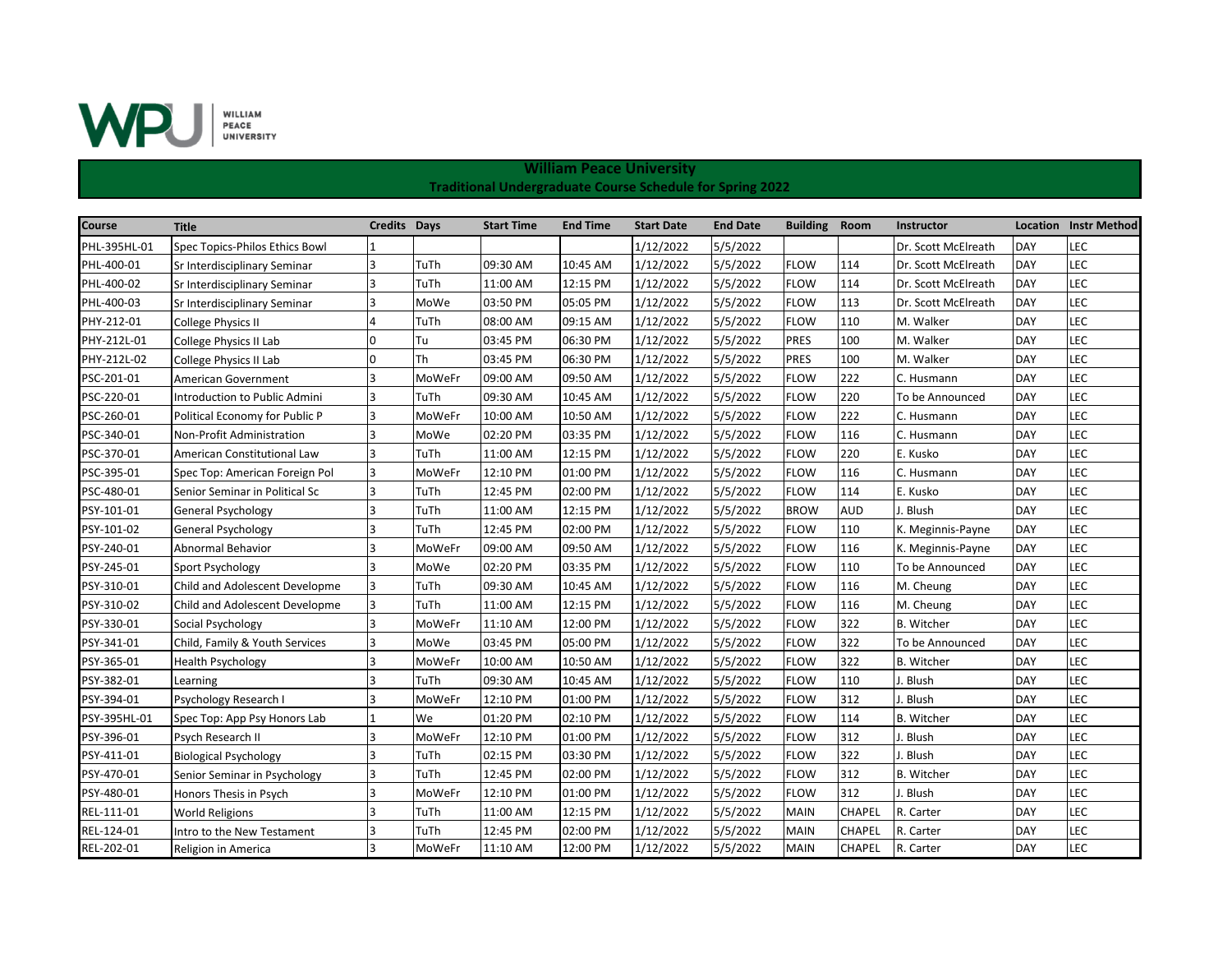# William Peace University
## Traditional Undergraduate Course Schedule for Spring 2022

| Course | Title | Credits | Days | Start Time | End Time | Start Date | End Date | Building | Room | Instructor | Location | Instr Method |
|---|---|---|---|---|---|---|---|---|---|---|---|---|
| PHL-395HL-01 | Spec Topics-Philos Ethics Bowl | 1 | | | | 1/12/2022 | 5/5/2022 | | | Dr. Scott McElreath | DAY | LEC |
| PHL-400-01 | Sr Interdisciplinary Seminar | 3 | TuTh | 09:30 AM | 10:45 AM | 1/12/2022 | 5/5/2022 | FLOW | 114 | Dr. Scott McElreath | DAY | LEC |
| PHL-400-02 | Sr Interdisciplinary Seminar | 3 | TuTh | 11:00 AM | 12:15 PM | 1/12/2022 | 5/5/2022 | FLOW | 114 | Dr. Scott McElreath | DAY | LEC |
| PHL-400-03 | Sr Interdisciplinary Seminar | 3 | MoWe | 03:50 PM | 05:05 PM | 1/12/2022 | 5/5/2022 | FLOW | 113 | Dr. Scott McElreath | DAY | LEC |
| PHY-212-01 | College Physics II | 4 | TuTh | 08:00 AM | 09:15 AM | 1/12/2022 | 5/5/2022 | FLOW | 110 | M. Walker | DAY | LEC |
| PHY-212L-01 | College Physics II Lab | 0 | Tu | 03:45 PM | 06:30 PM | 1/12/2022 | 5/5/2022 | PRES | 100 | M. Walker | DAY | LEC |
| PHY-212L-02 | College Physics II Lab | 0 | Th | 03:45 PM | 06:30 PM | 1/12/2022 | 5/5/2022 | PRES | 100 | M. Walker | DAY | LEC |
| PSC-201-01 | American Government | 3 | MoWeFr | 09:00 AM | 09:50 AM | 1/12/2022 | 5/5/2022 | FLOW | 222 | C. Husmann | DAY | LEC |
| PSC-220-01 | Introduction to Public Admini | 3 | TuTh | 09:30 AM | 10:45 AM | 1/12/2022 | 5/5/2022 | FLOW | 220 | To be Announced | DAY | LEC |
| PSC-260-01 | Political Economy for Public P | 3 | MoWeFr | 10:00 AM | 10:50 AM | 1/12/2022 | 5/5/2022 | FLOW | 222 | C. Husmann | DAY | LEC |
| PSC-340-01 | Non-Profit Administration | 3 | MoWe | 02:20 PM | 03:35 PM | 1/12/2022 | 5/5/2022 | FLOW | 116 | C. Husmann | DAY | LEC |
| PSC-370-01 | American Constitutional Law | 3 | TuTh | 11:00 AM | 12:15 PM | 1/12/2022 | 5/5/2022 | FLOW | 220 | E. Kusko | DAY | LEC |
| PSC-395-01 | Spec Top: American Foreign Pol | 3 | MoWeFr | 12:10 PM | 01:00 PM | 1/12/2022 | 5/5/2022 | FLOW | 116 | C. Husmann | DAY | LEC |
| PSC-480-01 | Senior Seminar in Political Sc | 3 | TuTh | 12:45 PM | 02:00 PM | 1/12/2022 | 5/5/2022 | FLOW | 114 | E. Kusko | DAY | LEC |
| PSY-101-01 | General Psychology | 3 | TuTh | 11:00 AM | 12:15 PM | 1/12/2022 | 5/5/2022 | BROW | AUD | J. Blush | DAY | LEC |
| PSY-101-02 | General Psychology | 3 | TuTh | 12:45 PM | 02:00 PM | 1/12/2022 | 5/5/2022 | FLOW | 110 | K. Meginnis-Payne | DAY | LEC |
| PSY-240-01 | Abnormal Behavior | 3 | MoWeFr | 09:00 AM | 09:50 AM | 1/12/2022 | 5/5/2022 | FLOW | 116 | K. Meginnis-Payne | DAY | LEC |
| PSY-245-01 | Sport Psychology | 3 | MoWe | 02:20 PM | 03:35 PM | 1/12/2022 | 5/5/2022 | FLOW | 110 | To be Announced | DAY | LEC |
| PSY-310-01 | Child and Adolescent Developme | 3 | TuTh | 09:30 AM | 10:45 AM | 1/12/2022 | 5/5/2022 | FLOW | 116 | M. Cheung | DAY | LEC |
| PSY-310-02 | Child and Adolescent Developme | 3 | TuTh | 11:00 AM | 12:15 PM | 1/12/2022 | 5/5/2022 | FLOW | 116 | M. Cheung | DAY | LEC |
| PSY-330-01 | Social Psychology | 3 | MoWeFr | 11:10 AM | 12:00 PM | 1/12/2022 | 5/5/2022 | FLOW | 322 | B. Witcher | DAY | LEC |
| PSY-341-01 | Child, Family & Youth Services | 3 | MoWe | 03:45 PM | 05:00 PM | 1/12/2022 | 5/5/2022 | FLOW | 322 | To be Announced | DAY | LEC |
| PSY-365-01 | Health Psychology | 3 | MoWeFr | 10:00 AM | 10:50 AM | 1/12/2022 | 5/5/2022 | FLOW | 322 | B. Witcher | DAY | LEC |
| PSY-382-01 | Learning | 3 | TuTh | 09:30 AM | 10:45 AM | 1/12/2022 | 5/5/2022 | FLOW | 110 | J. Blush | DAY | LEC |
| PSY-394-01 | Psychology Research I | 3 | MoWeFr | 12:10 PM | 01:00 PM | 1/12/2022 | 5/5/2022 | FLOW | 312 | J. Blush | DAY | LEC |
| PSY-395HL-01 | Spec Top: App Psy Honors Lab | 1 | We | 01:20 PM | 02:10 PM | 1/12/2022 | 5/5/2022 | FLOW | 114 | B. Witcher | DAY | LEC |
| PSY-396-01 | Psych Research II | 3 | MoWeFr | 12:10 PM | 01:00 PM | 1/12/2022 | 5/5/2022 | FLOW | 312 | J. Blush | DAY | LEC |
| PSY-411-01 | Biological Psychology | 3 | TuTh | 02:15 PM | 03:30 PM | 1/12/2022 | 5/5/2022 | FLOW | 322 | J. Blush | DAY | LEC |
| PSY-470-01 | Senior Seminar in Psychology | 3 | TuTh | 12:45 PM | 02:00 PM | 1/12/2022 | 5/5/2022 | FLOW | 312 | B. Witcher | DAY | LEC |
| PSY-480-01 | Honors Thesis in Psych | 3 | MoWeFr | 12:10 PM | 01:00 PM | 1/12/2022 | 5/5/2022 | FLOW | 312 | J. Blush | DAY | LEC |
| REL-111-01 | World Religions | 3 | TuTh | 11:00 AM | 12:15 PM | 1/12/2022 | 5/5/2022 | MAIN | CHAPEL | R. Carter | DAY | LEC |
| REL-124-01 | Intro to the New Testament | 3 | TuTh | 12:45 PM | 02:00 PM | 1/12/2022 | 5/5/2022 | MAIN | CHAPEL | R. Carter | DAY | LEC |
| REL-202-01 | Religion in America | 3 | MoWeFr | 11:10 AM | 12:00 PM | 1/12/2022 | 5/5/2022 | MAIN | CHAPEL | R. Carter | DAY | LEC |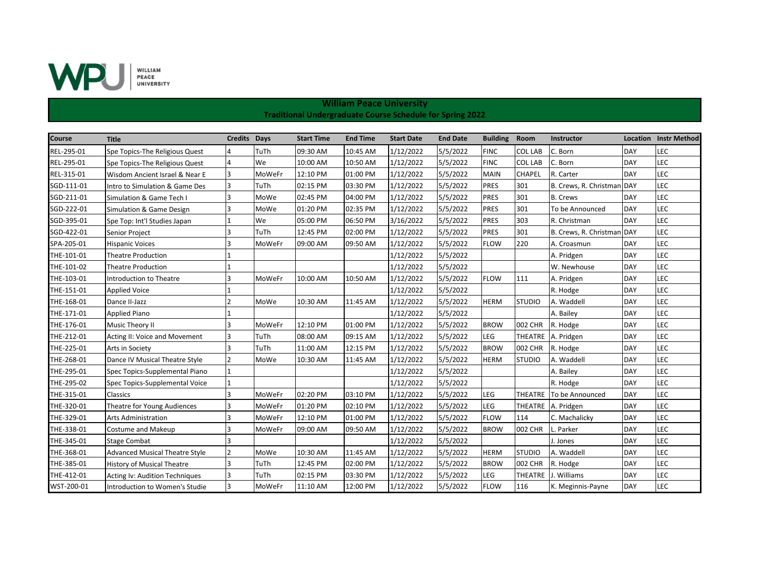## William Peace University
### Traditional Undergraduate Course Schedule for Spring 2022

| Course | Title | Credits | Days | Start Time | End Time | Start Date | End Date | Building | Room | Instructor | Location | Instr Method |
|---|---|---|---|---|---|---|---|---|---|---|---|---|
| REL-295-01 | Spe Topics-The Religious Quest | 4 | TuTh | 09:30 AM | 10:45 AM | 1/12/2022 | 5/5/2022 | FINC | COL LAB | C. Born | DAY | LEC |
| REL-295-01 | Spe Topics-The Religious Quest | 4 | We | 10:00 AM | 10:50 AM | 1/12/2022 | 5/5/2022 | FINC | COL LAB | C. Born | DAY | LEC |
| REL-315-01 | Wisdom Ancient Israel & Near E | 3 | MoWeFr | 12:10 PM | 01:00 PM | 1/12/2022 | 5/5/2022 | MAIN | CHAPEL | R. Carter | DAY | LEC |
| SGD-111-01 | Intro to Simulation & Game Des | 3 | TuTh | 02:15 PM | 03:30 PM | 1/12/2022 | 5/5/2022 | PRES | 301 | B. Crews, R. Christman | DAY | LEC |
| SGD-211-01 | Simulation & Game Tech I | 3 | MoWe | 02:45 PM | 04:00 PM | 1/12/2022 | 5/5/2022 | PRES | 301 | B. Crews | DAY | LEC |
| SGD-222-01 | Simulation & Game Design | 3 | MoWe | 01:20 PM | 02:35 PM | 1/12/2022 | 5/5/2022 | PRES | 301 | To be Announced | DAY | LEC |
| SGD-395-01 | Spe Top: Int'l Studies Japan | 1 | We | 05:00 PM | 06:50 PM | 3/16/2022 | 5/5/2022 | PRES | 303 | R. Christman | DAY | LEC |
| SGD-422-01 | Senior Project | 3 | TuTh | 12:45 PM | 02:00 PM | 1/12/2022 | 5/5/2022 | PRES | 301 | B. Crews, R. Christman | DAY | LEC |
| SPA-205-01 | Hispanic Voices | 3 | MoWeFr | 09:00 AM | 09:50 AM | 1/12/2022 | 5/5/2022 | FLOW | 220 | A. Croasmun | DAY | LEC |
| THE-101-01 | Theatre Production | 1 | | | | 1/12/2022 | 5/5/2022 | | | A. Pridgen | DAY | LEC |
| THE-101-02 | Theatre Production | 1 | | | | 1/12/2022 | 5/5/2022 | | | W. Newhouse | DAY | LEC |
| THE-103-01 | Introduction to Theatre | 3 | MoWeFr | 10:00 AM | 10:50 AM | 1/12/2022 | 5/5/2022 | FLOW | 111 | A. Pridgen | DAY | LEC |
| THE-151-01 | Applied Voice | 1 | | | | 1/12/2022 | 5/5/2022 | | | R. Hodge | DAY | LEC |
| THE-168-01 | Dance II-Jazz | 2 | MoWe | 10:30 AM | 11:45 AM | 1/12/2022 | 5/5/2022 | HERM | STUDIO | A. Waddell | DAY | LEC |
| THE-171-01 | Applied Piano | 1 | | | | 1/12/2022 | 5/5/2022 | | | A. Bailey | DAY | LEC |
| THE-176-01 | Music Theory II | 3 | MoWeFr | 12:10 PM | 01:00 PM | 1/12/2022 | 5/5/2022 | BROW | 002 CHR | R. Hodge | DAY | LEC |
| THE-212-01 | Acting II: Voice and Movement | 3 | TuTh | 08:00 AM | 09:15 AM | 1/12/2022 | 5/5/2022 | LEG | THEATRE | A. Pridgen | DAY | LEC |
| THE-225-01 | Arts in Society | 3 | TuTh | 11:00 AM | 12:15 PM | 1/12/2022 | 5/5/2022 | BROW | 002 CHR | R. Hodge | DAY | LEC |
| THE-268-01 | Dance IV Musical Theatre Style | 2 | MoWe | 10:30 AM | 11:45 AM | 1/12/2022 | 5/5/2022 | HERM | STUDIO | A. Waddell | DAY | LEC |
| THE-295-01 | Spec Topics-Supplemental Piano | 1 | | | | 1/12/2022 | 5/5/2022 | | | A. Bailey | DAY | LEC |
| THE-295-02 | Spec Topics-Supplemental Voice | 1 | | | | 1/12/2022 | 5/5/2022 | | | R. Hodge | DAY | LEC |
| THE-315-01 | Classics | 3 | MoWeFr | 02:20 PM | 03:10 PM | 1/12/2022 | 5/5/2022 | LEG | THEATRE | To be Announced | DAY | LEC |
| THE-320-01 | Theatre for Young Audiences | 3 | MoWeFr | 01:20 PM | 02:10 PM | 1/12/2022 | 5/5/2022 | LEG | THEATRE | A. Pridgen | DAY | LEC |
| THE-329-01 | Arts Administration | 3 | MoWeFr | 12:10 PM | 01:00 PM | 1/12/2022 | 5/5/2022 | FLOW | 114 | C. Machalicky | DAY | LEC |
| THE-338-01 | Costume and Makeup | 3 | MoWeFr | 09:00 AM | 09:50 AM | 1/12/2022 | 5/5/2022 | BROW | 002 CHR | L. Parker | DAY | LEC |
| THE-345-01 | Stage Combat | 3 | | | | 1/12/2022 | 5/5/2022 | | | J. Jones | DAY | LEC |
| THE-368-01 | Advanced Musical Theatre Style | 2 | MoWe | 10:30 AM | 11:45 AM | 1/12/2022 | 5/5/2022 | HERM | STUDIO | A. Waddell | DAY | LEC |
| THE-385-01 | History of Musical Theatre | 3 | TuTh | 12:45 PM | 02:00 PM | 1/12/2022 | 5/5/2022 | BROW | 002 CHR | R. Hodge | DAY | LEC |
| THE-412-01 | Acting Iv: Audition Techniques | 3 | TuTh | 02:15 PM | 03:30 PM | 1/12/2022 | 5/5/2022 | LEG | THEATRE | J. Williams | DAY | LEC |
| WST-200-01 | Introduction to Women's Studie | 3 | MoWeFr | 11:10 AM | 12:00 PM | 1/12/2022 | 5/5/2022 | FLOW | 116 | K. Meginnis-Payne | DAY | LEC |